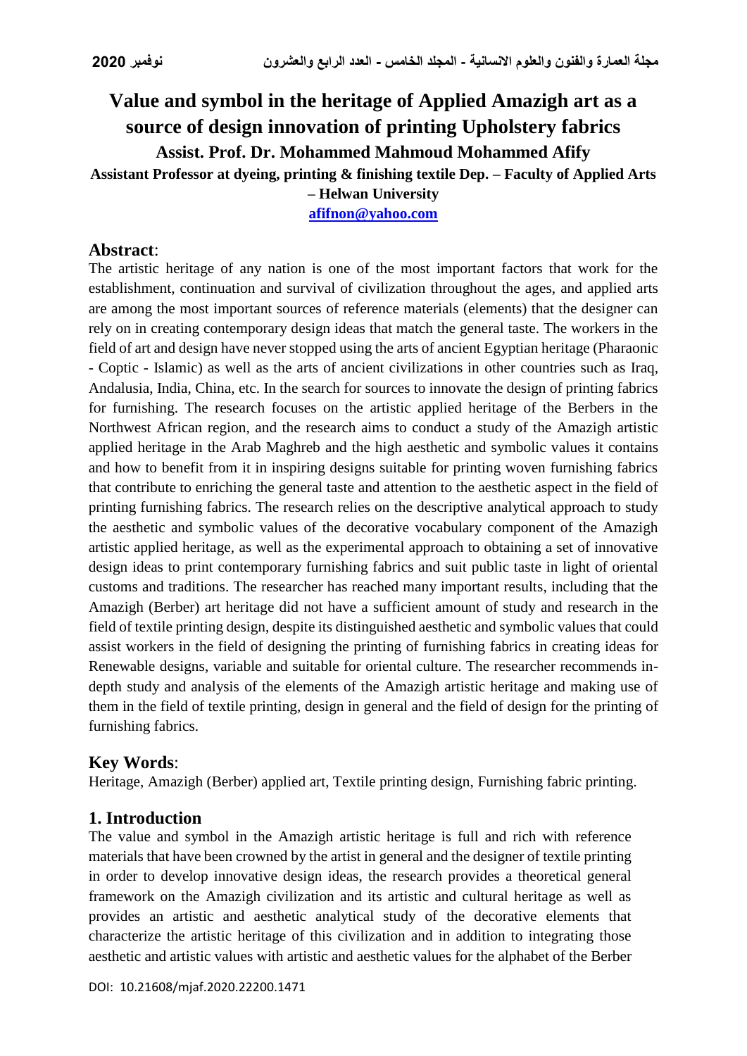# Value and symbol in the heritage of Applied Amazigh art as a source of design innovation of printing Upholstery fabrics

**Assist. Prof. Dr. Mohammed Mahmoud Mohammed Afify**

**Assistant Professor at dyeing, printing & finishing textile Dep. – Faculty of Applied Arts – Helwan University**

**afifnon@yahoo.com**

## Abstract:

The artistic heritage of any nation is one of the most important factors that work for the establishment, continuation and survival of civilization throughout the ages, and applied arts are among the most important sources of reference materials (elements) that the designer can rely on in creating contemporary design ideas that match the general taste. The workers in the field of art and design have never stopped using the arts of ancient Egyptian heritage (Pharaonic - Coptic - Islamic) as well as the arts of ancient civilizations in other countries such as Iraq, Andalusia, India, China, etc. In the search for sources to innovate the design of printing fabrics for furnishing. The research focuses on the artistic applied heritage of the Berbers in the Northwest African region, and the research aims to conduct a study of the Amazigh artistic applied heritage in the Arab Maghreb and the high aesthetic and symbolic values it contains and how to benefit from it in inspiring designs suitable for printing woven furnishing fabrics that contribute to enriching the general taste and attention to the aesthetic aspect in the field of printing furnishing fabrics. The research relies on the descriptive analytical approach to study the aesthetic and symbolic values of the decorative vocabulary component of the Amazigh artistic applied heritage, as well as the experimental approach to obtaining a set of innovative design ideas to print contemporary furnishing fabrics and suit public taste in light of oriental customs and traditions. The researcher has reached many important results, including that the Amazigh (Berber) art heritage did not have a sufficient amount of study and research in the field of textile printing design, despite its distinguished aesthetic and symbolic values that could assist workers in the field of designing the printing of furnishing fabrics in creating ideas for Renewable designs, variable and suitable for oriental culture. The researcher recommends in-depth study and analysis of the elements of the Amazigh artistic heritage and making use of them in the field of textile printing, design in general and the field of design for the printing of furnishing fabrics.

## Key Words:

Heritage, Amazigh (Berber) applied art, Textile printing design, Furnishing fabric printing.

## 1. Introduction

The value and symbol in the Amazigh artistic heritage is full and rich with reference materials that have been crowned by the artist in general and the designer of textile printing in order to develop innovative design ideas, the research provides a theoretical general framework on the Amazigh civilization and its artistic and cultural heritage as well as provides an artistic and aesthetic analytical study of the decorative elements that characterize the artistic heritage of this civilization and in addition to integrating those aesthetic and artistic values with artistic and aesthetic values for the alphabet of the Berber

DOI: 10.21608/mjaf.2020.22200.1471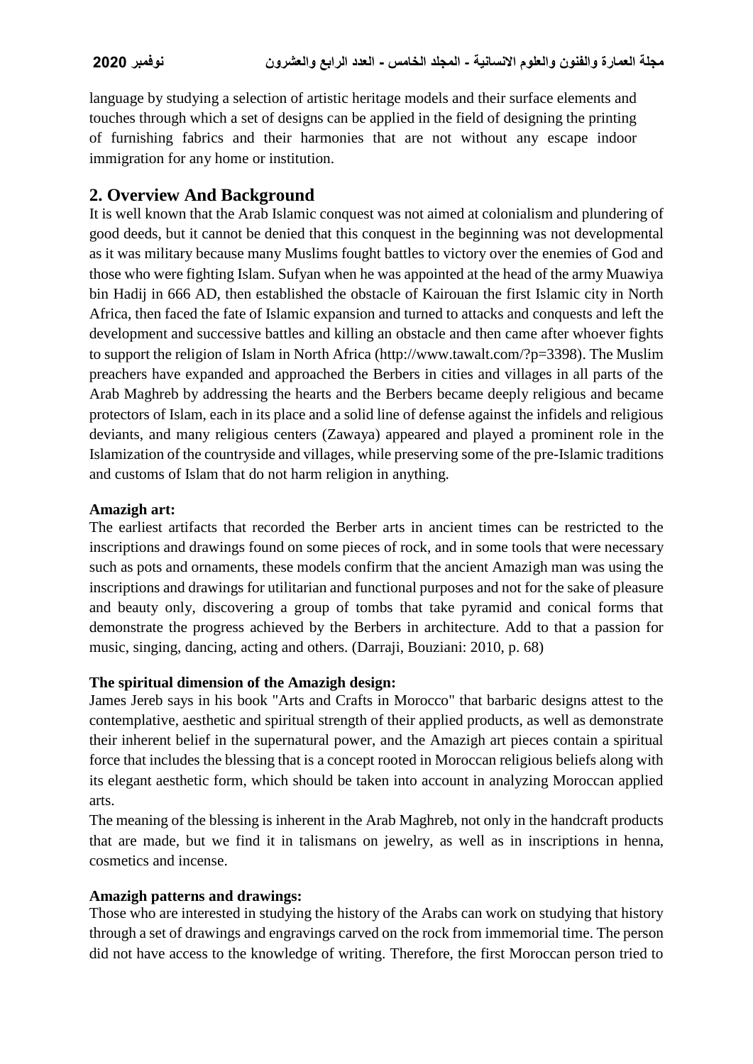language by studying a selection of artistic heritage models and their surface elements and touches through which a set of designs can be applied in the field of designing the printing of furnishing fabrics and their harmonies that are not without any escape indoor immigration for any home or institution.

## 2. Overview And Background

It is well known that the Arab Islamic conquest was not aimed at colonialism and plundering of good deeds, but it cannot be denied that this conquest in the beginning was not developmental as it was military because many Muslims fought battles to victory over the enemies of God and those who were fighting Islam. Sufyan when he was appointed at the head of the army Muawiya bin Hadij in 666 AD, then established the obstacle of Kairouan the first Islamic city in North Africa, then faced the fate of Islamic expansion and turned to attacks and conquests and left the development and successive battles and killing an obstacle and then came after whoever fights to support the religion of Islam in North Africa (http://www.tawalt.com/?p=3398). The Muslim preachers have expanded and approached the Berbers in cities and villages in all parts of the Arab Maghreb by addressing the hearts and the Berbers became deeply religious and became protectors of Islam, each in its place and a solid line of defense against the infidels and religious deviants, and many religious centers (Zawaya) appeared and played a prominent role in the Islamization of the countryside and villages, while preserving some of the pre-Islamic traditions and customs of Islam that do not harm religion in anything.

**Amazigh art:**

The earliest artifacts that recorded the Berber arts in ancient times can be restricted to the inscriptions and drawings found on some pieces of rock, and in some tools that were necessary such as pots and ornaments, these models confirm that the ancient Amazigh man was using the inscriptions and drawings for utilitarian and functional purposes and not for the sake of pleasure and beauty only, discovering a group of tombs that take pyramid and conical forms that demonstrate the progress achieved by the Berbers in architecture. Add to that a passion for music, singing, dancing, acting and others. (Darraji, Bouziani: 2010, p. 68)

**The spiritual dimension of the Amazigh design:**

James Jereb says in his book "Arts and Crafts in Morocco" that barbaric designs attest to the contemplative, aesthetic and spiritual strength of their applied products, as well as demonstrate their inherent belief in the supernatural power, and the Amazigh art pieces contain a spiritual force that includes the blessing that is a concept rooted in Moroccan religious beliefs along with its elegant aesthetic form, which should be taken into account in analyzing Moroccan applied arts.

The meaning of the blessing is inherent in the Arab Maghreb, not only in the handcraft products that are made, but we find it in talismans on jewelry, as well as in inscriptions in henna, cosmetics and incense.

**Amazigh patterns and drawings:**

Those who are interested in studying the history of the Arabs can work on studying that history through a set of drawings and engravings carved on the rock from immemorial time. The person did not have access to the knowledge of writing. Therefore, the first Moroccan person tried to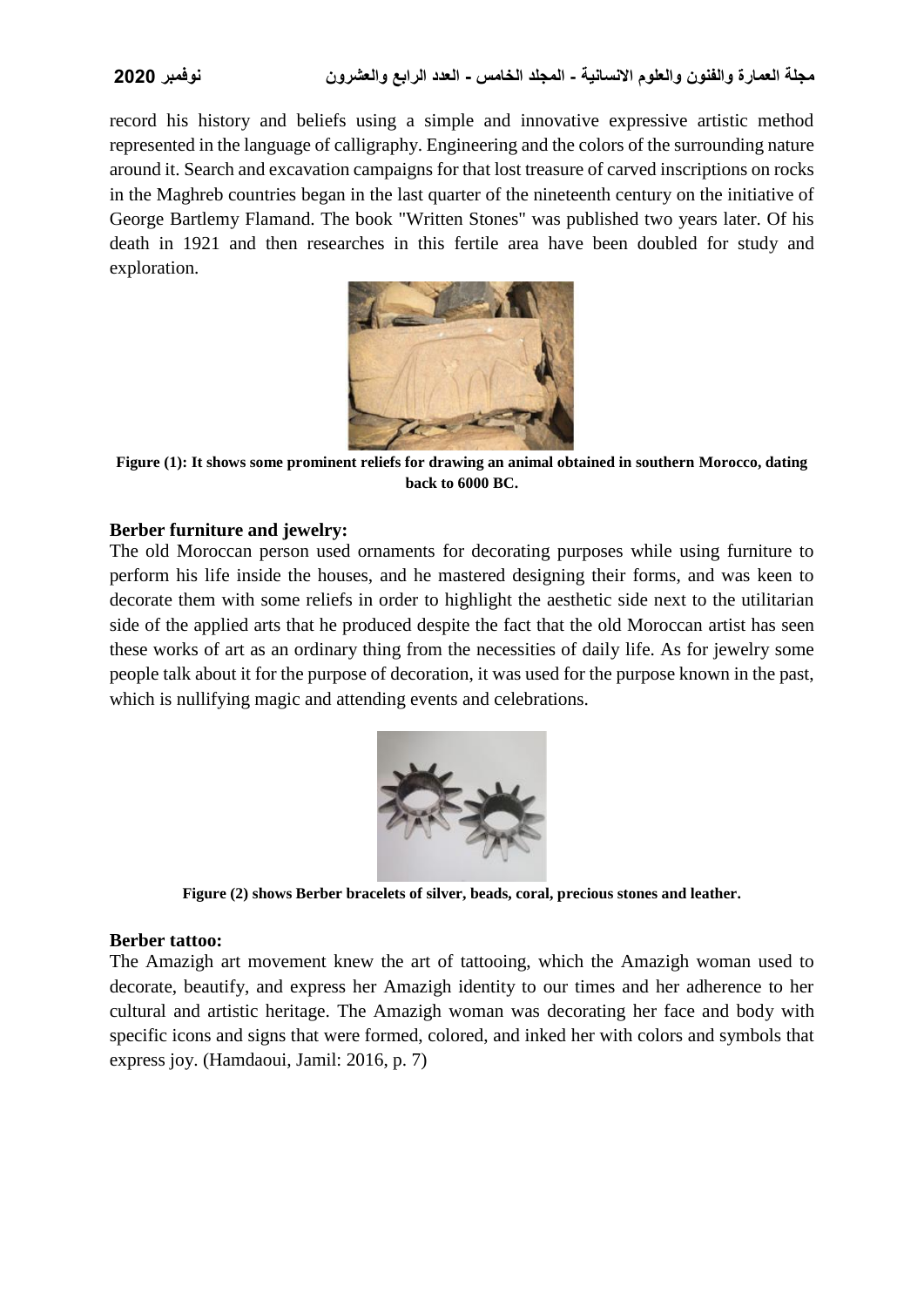record his history and beliefs using a simple and innovative expressive artistic method represented in the language of calligraphy. Engineering and the colors of the surrounding nature around it. Search and excavation campaigns for that lost treasure of carved inscriptions on rocks in the Maghreb countries began in the last quarter of the nineteenth century on the initiative of George Bartlemy Flamand. The book "Written Stones" was published two years later. Of his death in 1921 and then researches in this fertile area have been doubled for study and exploration.

**Figure (1): It shows some prominent reliefs for drawing an animal obtained in southern Morocco, dating back to 6000 BC.**

### Berber furniture and jewelry:

The old Moroccan person used ornaments for decorating purposes while using furniture to perform his life inside the houses, and he mastered designing their forms, and was keen to decorate them with some reliefs in order to highlight the aesthetic side next to the utilitarian side of the applied arts that he produced despite the fact that the old Moroccan artist has seen these works of art as an ordinary thing from the necessities of daily life. As for jewelry some people talk about it for the purpose of decoration, it was used for the purpose known in the past, which is nullifying magic and attending events and celebrations.

**Figure (2) shows Berber bracelets of silver, beads, coral, precious stones and leather.**

### Berber tattoo:

The Amazigh art movement knew the art of tattooing, which the Amazigh woman used to decorate, beautify, and express her Amazigh identity to our times and her adherence to her cultural and artistic heritage. The Amazigh woman was decorating her face and body with specific icons and signs that were formed, colored, and inked her with colors and symbols that express joy. (Hamdaoui, Jamil: 2016, p. 7)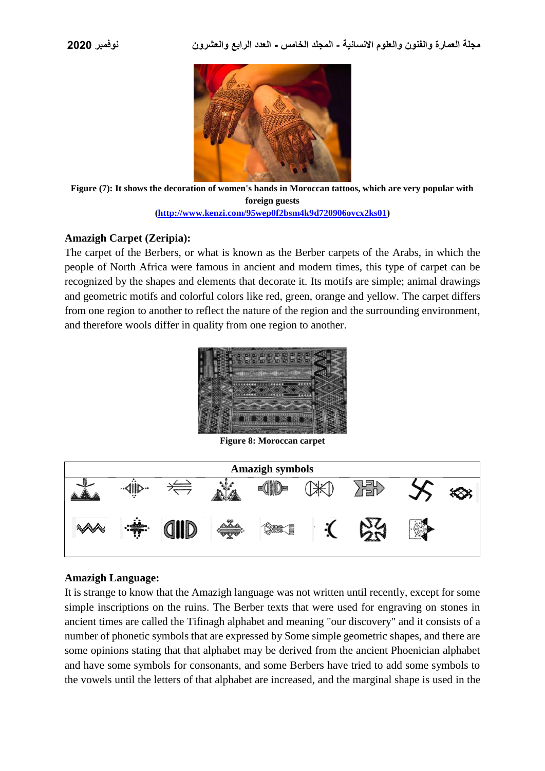**Figure (7): It shows the decoration of women's hands in Moroccan tattoos, which are very popular with foreign guests**
**(http://www.kenzi.com/95wep0f2bsm4k9d720906ovcx2ks01)**

## Amazigh Carpet (Zeripia):

The carpet of the Berbers, or what is known as the Berber carpets of the Arabs, in which the people of North Africa were famous in ancient and modern times, this type of carpet can be recognized by the shapes and elements that decorate it. Its motifs are simple; animal drawings and geometric motifs and colorful colors like red, green, orange and yellow. The carpet differs from one region to another to reflect the nature of the region and the surrounding environment, and therefore wools differ in quality from one region to another.

**Figure 8: Moroccan carpet**

**Amazigh symbols**

## Amazigh Language:

It is strange to know that the Amazigh language was not written until recently, except for some simple inscriptions on the ruins. The Berber texts that were used for engraving on stones in ancient times are called the Tifinagh alphabet and meaning "our discovery" and it consists of a number of phonetic symbols that are expressed by Some simple geometric shapes, and there are some opinions stating that that alphabet may be derived from the ancient Phoenician alphabet and have some symbols for consonants, and some Berbers have tried to add some symbols to the vowels until the letters of that alphabet are increased, and the marginal shape is used in the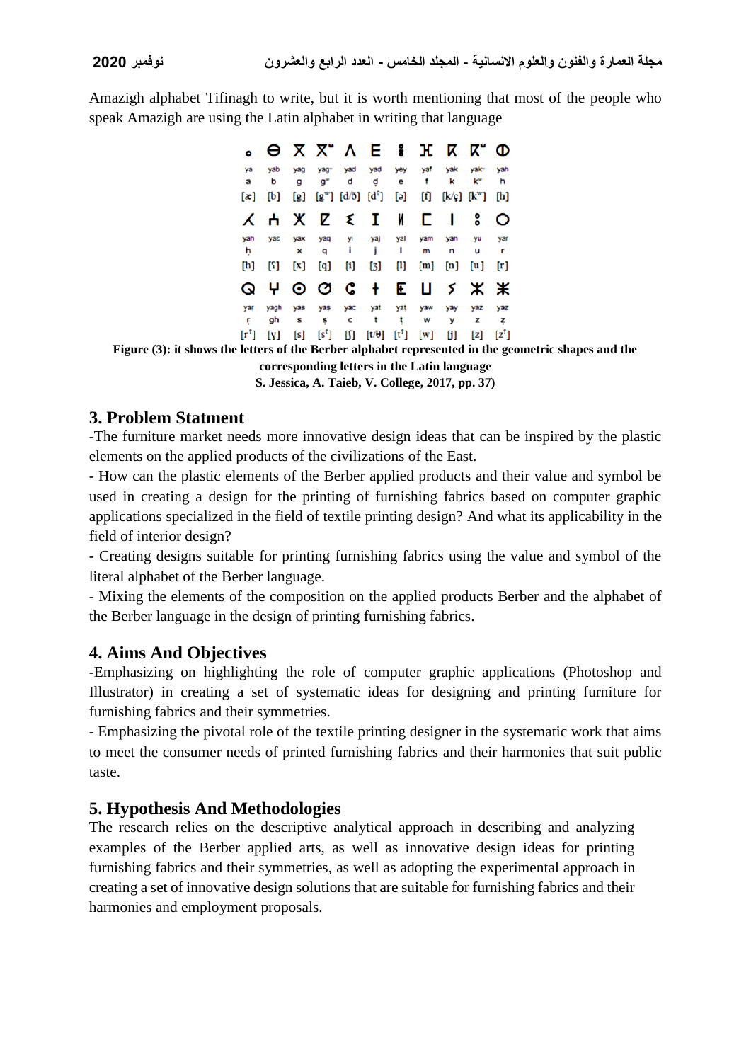Amazigh alphabet Tifinagh to write, but it is worth mentioning that most of the people who speak Amazigh are using the Latin alphabet in writing that language

**Figure (3): it shows the letters of the Berber alphabet represented in the geometric shapes and the corresponding letters in the Latin language**
**S. Jessica, A. Taieb, V. College, 2017, pp. 37)**

## 3. Problem Statment

-The furniture market needs more innovative design ideas that can be inspired by the plastic elements on the applied products of the civilizations of the East.

- How can the plastic elements of the Berber applied products and their value and symbol be used in creating a design for the printing of furnishing fabrics based on computer graphic applications specialized in the field of textile printing design? And what its applicability in the field of interior design?

- Creating designs suitable for printing furnishing fabrics using the value and symbol of the literal alphabet of the Berber language.

- Mixing the elements of the composition on the applied products Berber and the alphabet of the Berber language in the design of printing furnishing fabrics.

## 4. Aims And Objectives

-Emphasizing on highlighting the role of computer graphic applications (Photoshop and Illustrator) in creating a set of systematic ideas for designing and printing furniture for furnishing fabrics and their symmetries.

- Emphasizing the pivotal role of the textile printing designer in the systematic work that aims to meet the consumer needs of printed furnishing fabrics and their harmonies that suit public taste.

## 5. Hypothesis And Methodologies

The research relies on the descriptive analytical approach in describing and analyzing examples of the Berber applied arts, as well as innovative design ideas for printing furnishing fabrics and their symmetries, as well as adopting the experimental approach in creating a set of innovative design solutions that are suitable for furnishing fabrics and their harmonies and employment proposals.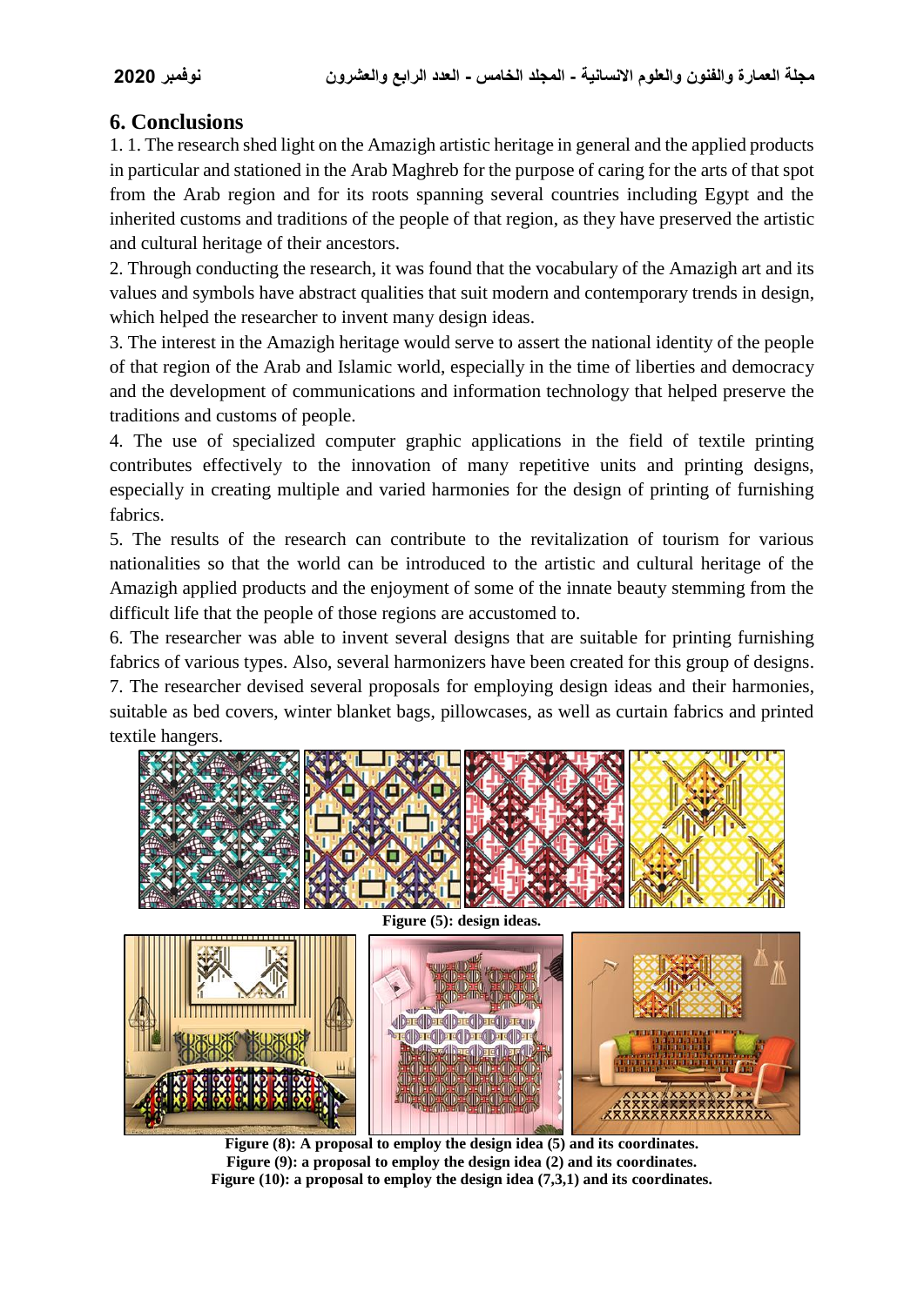## 6. Conclusions

1. 1. The research shed light on the Amazigh artistic heritage in general and the applied products in particular and stationed in the Arab Maghreb for the purpose of caring for the arts of that spot from the Arab region and for its roots spanning several countries including Egypt and the inherited customs and traditions of the people of that region, as they have preserved the artistic and cultural heritage of their ancestors.

2. Through conducting the research, it was found that the vocabulary of the Amazigh art and its values and symbols have abstract qualities that suit modern and contemporary trends in design, which helped the researcher to invent many design ideas.

3. The interest in the Amazigh heritage would serve to assert the national identity of the people of that region of the Arab and Islamic world, especially in the time of liberties and democracy and the development of communications and information technology that helped preserve the traditions and customs of people.

4. The use of specialized computer graphic applications in the field of textile printing contributes effectively to the innovation of many repetitive units and printing designs, especially in creating multiple and varied harmonies for the design of printing of furnishing fabrics.

5. The results of the research can contribute to the revitalization of tourism for various nationalities so that the world can be introduced to the artistic and cultural heritage of the Amazigh applied products and the enjoyment of some of the innate beauty stemming from the difficult life that the people of those regions are accustomed to.

6. The researcher was able to invent several designs that are suitable for printing furnishing fabrics of various types. Also, several harmonizers have been created for this group of designs.

7. The researcher devised several proposals for employing design ideas and their harmonies, suitable as bed covers, winter blanket bags, pillowcases, as well as curtain fabrics and printed textile hangers.

**Figure (5): design ideas.**

**Figure (8): A proposal to employ the design idea (5) and its coordinates.**
**Figure (9): a proposal to employ the design idea (2) and its coordinates.**
**Figure (10): a proposal to employ the design idea (7,3,1) and its coordinates.**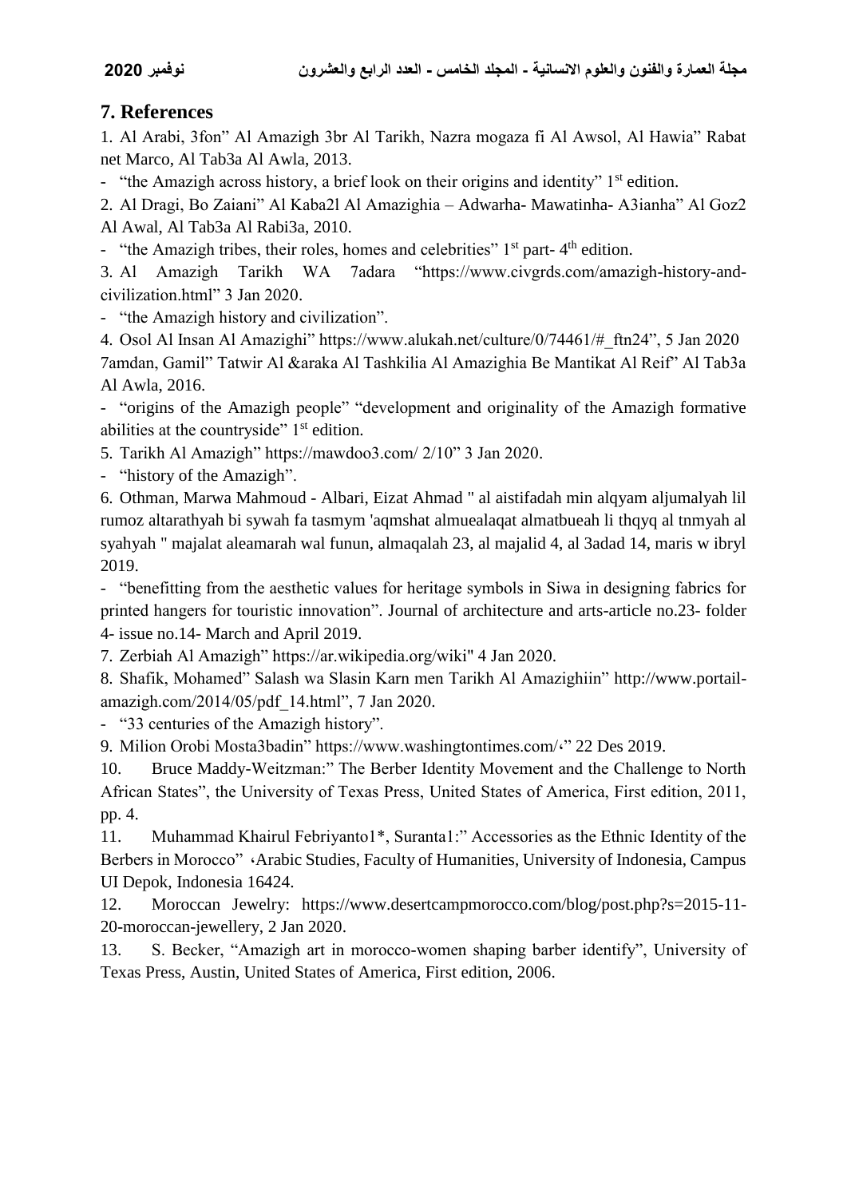## 7. References

1. Al Arabi, 3fon" Al Amazigh 3br Al Tarikh, Nazra mogaza fi Al Awsol, Al Hawia" Rabat net Marco, Al Tab3a Al Awla, 2013.

- "the Amazigh across history, a brief look on their origins and identity" 1st edition.

2. Al Dragi, Bo Zaiani" Al Kaba2l Al Amazighia – Adwarha- Mawatinha- A3ianha" Al Goz2 Al Awal, Al Tab3a Al Rabi3a, 2010.

- "the Amazigh tribes, their roles, homes and celebrities" 1st part- 4th edition.

3. Al Amazigh Tarikh WA 7adara "https://www.civgrds.com/amazigh-history-and-civilization.html" 3 Jan 2020.

- "the Amazigh history and civilization".

4. Osol Al Insan Al Amazighi" https://www.alukah.net/culture/0/74461/#_ftn24", 5 Jan 2020 7amdan, Gamil" Tatwir Al &araka Al Tashkilia Al Amazighia Be Mantikat Al Reif" Al Tab3a Al Awla, 2016.

- "origins of the Amazigh people" "development and originality of the Amazigh formative abilities at the countryside" 1st edition.

5. Tarikh Al Amazigh" https://mawdoo3.com/ 2/10" 3 Jan 2020.

- "history of the Amazigh".

6. Othman, Marwa Mahmoud - Albari, Eizat Ahmad " al aistifadah min alqyam aljumalyah lil rumoz altarathyah bi sywah fa tasmym 'aqmshat almuealaqat almatbueah li thqyq al tnmyah al syahyah " majalat aleamarah wal funun, almaqalah 23, al majalid 4, al 3adad 14, maris w ibryl 2019.

- "benefitting from the aesthetic values for heritage symbols in Siwa in designing fabrics for printed hangers for touristic innovation". Journal of architecture and arts-article no.23- folder 4- issue no.14- March and April 2019.

7. Zerbiah Al Amazigh" https://ar.wikipedia.org/wiki" 4 Jan 2020.

8. Shafik, Mohamed" Salash wa Slasin Karn men Tarikh Al Amazighiin" http://www.portail-amazigh.com/2014/05/pdf_14.html", 7 Jan 2020.

- "33 centuries of the Amazigh history".

9. Milion Orobi Mosta3badin" https://www.washingtontimes.com/،" 22 Des 2019.

10. Bruce Maddy-Weitzman:" The Berber Identity Movement and the Challenge to North African States", the University of Texas Press, United States of America, First edition, 2011, pp. 4.

11. Muhammad Khairul Febriyanto1*, Suranta1:" Accessories as the Ethnic Identity of the Berbers in Morocco" ،Arabic Studies, Faculty of Humanities, University of Indonesia, Campus UI Depok, Indonesia 16424.

12. Moroccan Jewelry: https://www.desertcampmorocco.com/blog/post.php?s=2015-11-20-moroccan-jewellery, 2 Jan 2020.

13. S. Becker, "Amazigh art in morocco-women shaping barber identify", University of Texas Press, Austin, United States of America, First edition, 2006.